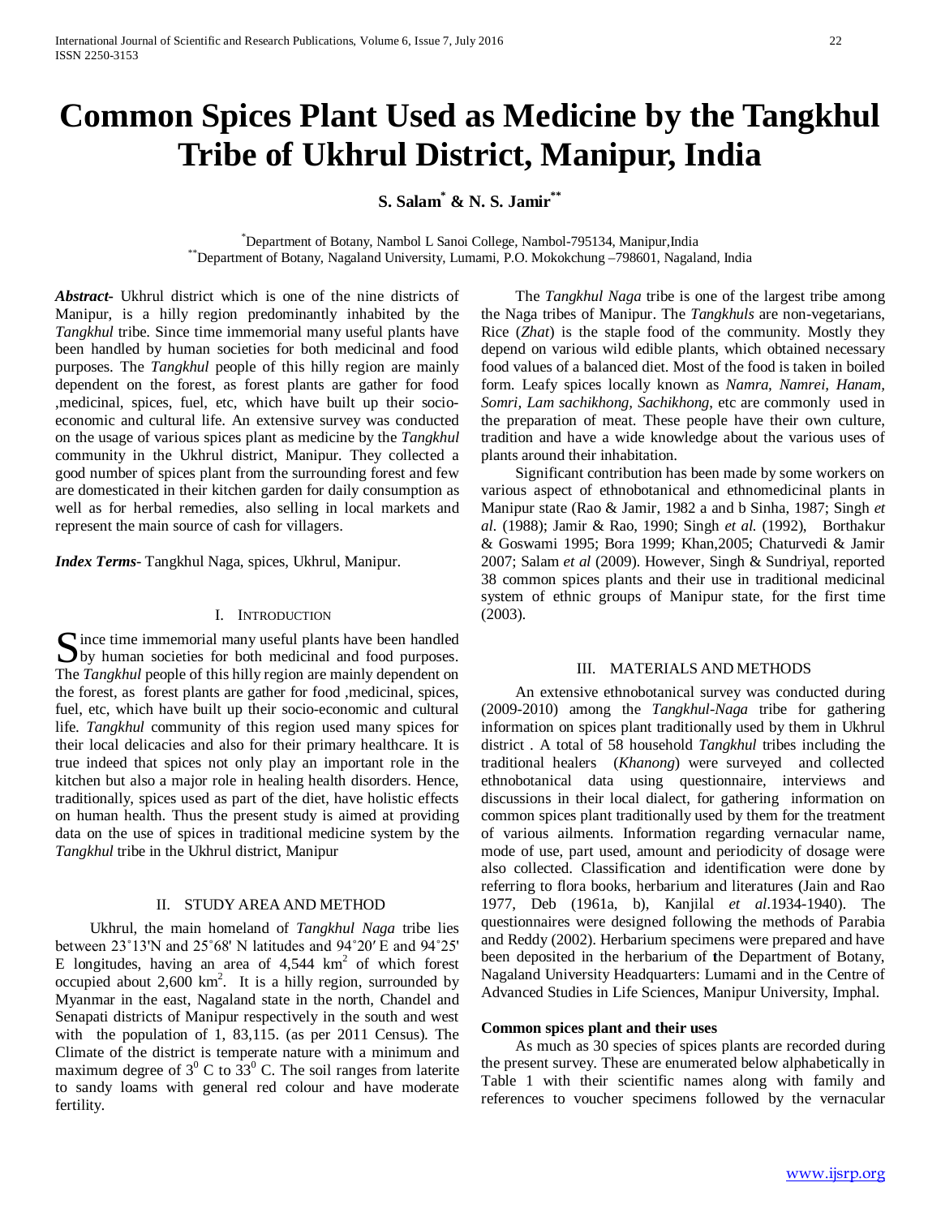# Common Spices Plant Used as Medicine by the Tangkhul Tribe of Ukhrul District, Manipur, India

**S. Salam[*] & N. S. Jamir[**]**

[*]Department of Botany, Nambol L Sanoi College, Nambol-795134, Manipur,India
[**]Department of Botany, Nagaland University, Lumami, P.O. Mokokchung –798601, Nagaland, India

***Abstract-*** Ukhrul district which is one of the nine districts of Manipur, is a hilly region predominantly inhabited by the *Tangkhul* tribe. Since time immemorial many useful plants have been handled by human societies for both medicinal and food purposes. The *Tangkhul* people of this hilly region are mainly dependent on the forest, as forest plants are gather for food ,medicinal, spices, fuel, etc, which have built up their socio-economic and cultural life. An extensive survey was conducted on the usage of various spices plant as medicine by the *Tangkhul* community in the Ukhrul district, Manipur. They collected a good number of spices plant from the surrounding forest and few are domesticated in their kitchen garden for daily consumption as well as for herbal remedies, also selling in local markets and represent the main source of cash for villagers.

***Index Terms*-** Tangkhul Naga, spices, Ukhrul, Manipur.

## I. Introduction

Since time immemorial many useful plants have been handled by human societies for both medicinal and food purposes. The *Tangkhul* people of this hilly region are mainly dependent on the forest, as forest plants are gather for food ,medicinal, spices, fuel, etc, which have built up their socio-economic and cultural life. *Tangkhul* community of this region used many spices for their local delicacies and also for their primary healthcare. It is true indeed that spices not only play an important role in the kitchen but also a major role in healing health disorders. Hence, traditionally, spices used as part of the diet, have holistic effects on human health. Thus the present study is aimed at providing data on the use of spices in traditional medicine system by the *Tangkhul* tribe in the Ukhrul district, Manipur

## II. Study Area and Method

Ukhrul, the main homeland of *Tangkhul Naga* tribe lies between 23˚13'N and 25˚68' N latitudes and 94˚20′ E and 94˚25' E longitudes, having an area of 4,544 $km^2$ of which forest occupied about 2,600 $km^2$. It is a hilly region, surrounded by Myanmar in the east, Nagaland state in the north, Chandel and Senapati districts of Manipur respectively in the south and west with the population of 1, 83,115. (as per 2011 Census). The Climate of the district is temperate nature with a minimum and maximum degree of $3^0$ C to $33^0$ C. The soil ranges from laterite to sandy loams with general red colour and have moderate fertility.

The *Tangkhul Naga* tribe is one of the largest tribe among the Naga tribes of Manipur. The *Tangkhuls* are non-vegetarians, Rice (*Zhat*) is the staple food of the community. Mostly they depend on various wild edible plants, which obtained necessary food values of a balanced diet. Most of the food is taken in boiled form. Leafy spices locally known as *Namra, Namrei, Hanam, Somri, Lam sachikhong, Sachikhong*, etc are commonly used in the preparation of meat. These people have their own culture, tradition and have a wide knowledge about the various uses of plants around their inhabitation.

Significant contribution has been made by some workers on various aspect of ethnobotanical and ethnomedicinal plants in Manipur state (Rao & Jamir, 1982 a and b Sinha, 1987; Singh *et al*. (1988); Jamir & Rao, 1990; Singh *et al.* (1992), Borthakur & Goswami 1995; Bora 1999; Khan,2005; Chaturvedi & Jamir 2007; Salam *et al* (2009). However, Singh & Sundriyal, reported 38 common spices plants and their use in traditional medicinal system of ethnic groups of Manipur state, for the first time (2003).

## III. Materials and Methods

An extensive ethnobotanical survey was conducted during (2009-2010) among the *Tangkhul-Naga* tribe for gathering information on spices plant traditionally used by them in Ukhrul district . A total of 58 household *Tangkhul* tribes including the traditional healers (*Khanong*) were surveyed and collected ethnobotanical data using questionnaire, interviews and discussions in their local dialect, for gathering information on common spices plant traditionally used by them for the treatment of various ailments. Information regarding vernacular name, mode of use, part used, amount and periodicity of dosage were also collected. Classification and identification were done by referring to flora books, herbarium and literatures (Jain and Rao 1977, Deb (1961a, b), Kanjilal *et al*.1934-1940). The questionnaires were designed following the methods of Parabia and Reddy (2002). Herbarium specimens were prepared and have been deposited in the herbarium of the Department of Botany, Nagaland University Headquarters: Lumami and in the Centre of Advanced Studies in Life Sciences, Manipur University, Imphal.

### Common spices plant and their uses

As much as 30 species of spices plants are recorded during the present survey. These are enumerated below alphabetically in Table 1 with their scientific names along with family and references to voucher specimens followed by the vernacular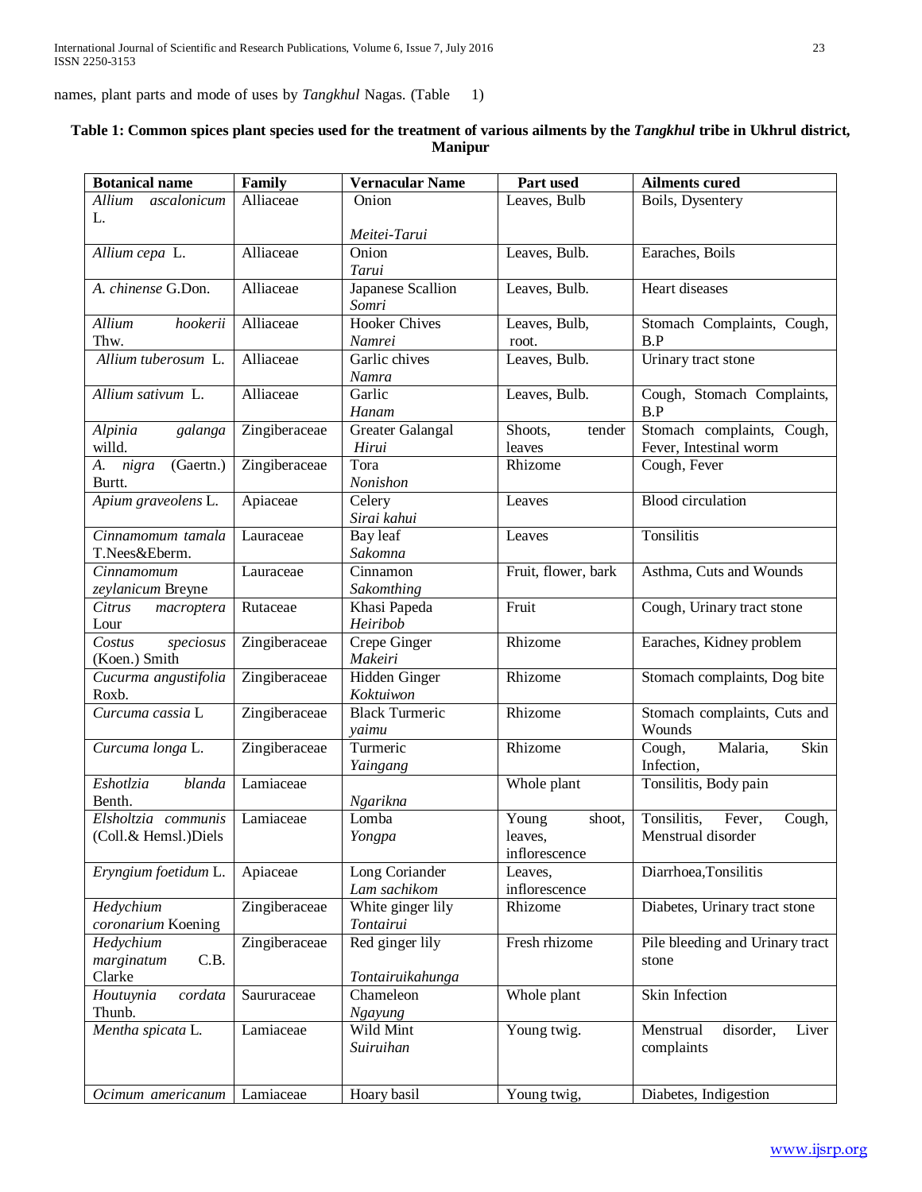names, plant parts and mode of uses by *Tangkhul* Nagas. (Table 1)

**Table 1: Common spices plant species used for the treatment of various ailments by the *Tangkhul* tribe in Ukhrul district, Manipur**

| Botanical name | Family | Vernacular Name | Part used | Ailments cured |
|---|---|---|---|---|
| *Allium ascalonicum* L. | Alliaceae | Onion *Meitei-Tarui* | Leaves, Bulb | Boils, Dysentery |
| *Allium cepa* L. | Alliaceae | Onion *Tarui* | Leaves, Bulb. | Earaches, Boils |
| *A. chinense* G.Don. | Alliaceae | Japanese Scallion *Somri* | Leaves, Bulb. | Heart diseases |
| *Allium hookerii* Thw. | Alliaceae | Hooker Chives *Namrei* | Leaves, Bulb, root. | Stomach Complaints, Cough, B.P |
| *Allium tuberosum* L. | Alliaceae | Garlic chives *Namra* | Leaves, Bulb. | Urinary tract stone |
| *Allium sativum* L. | Alliaceae | Garlic *Hanam* | Leaves, Bulb. | Cough, Stomach Complaints, B.P |
| *Alpinia galanga* willd. | Zingiberaceae | Greater Galangal *Hirui* | Shoots, tender leaves | Stomach complaints, Cough, Fever, Intestinal worm |
| *A. nigra* (Gaertn.) Burtt. | Zingiberaceae | Tora *Nonishon* | Rhizome | Cough, Fever |
| *Apium graveolens* L. | Apiaceae | Celery *Sirai kahui* | Leaves | Blood circulation |
| *Cinnamomum tamala* T.Nees&Eberm. | Lauraceae | Bay leaf *Sakomna* | Leaves | Tonsilitis |
| *Cinnamomum zeylanicum* Breyne | Lauraceae | Cinnamon *Sakomthing* | Fruit, flower, bark | Asthma, Cuts and Wounds |
| *Citrus macroptera* Lour | Rutaceae | Khasi Papeda *Heiribob* | Fruit | Cough, Urinary tract stone |
| *Costus speciosus* (Koen.) Smith | Zingiberaceae | Crepe Ginger *Makeiri* | Rhizome | Earaches, Kidney problem |
| *Cucurma angustifolia* Roxb. | Zingiberaceae | Hidden Ginger *Koktuiwon* | Rhizome | Stomach complaints, Dog bite |
| *Curcuma cassia* L | Zingiberaceae | Black Turmeric *yaimu* | Rhizome | Stomach complaints, Cuts and Wounds |
| *Curcuma longa* L. | Zingiberaceae | Turmeric *Yaingang* | Rhizome | Cough, Malaria, Skin Infection, |
| *Eshotlzia blanda* Benth. | Lamiaceae | *Ngarikna* | Whole plant | Tonsilitis, Body pain |
| *Elsholtzia communis* (Coll.& Hemsl.)Diels | Lamiaceae | Lomba *Yongpa* | Young shoot, leaves, inflorescence | Tonsilitis, Fever, Cough, Menstrual disorder |
| *Eryngium foetidum* L. | Apiaceae | Long Coriander *Lam sachikom* | Leaves, inflorescence | Diarrhoea,Tonsilitis |
| *Hedychium coronarium* Koening | Zingiberaceae | White ginger lily *Tontairui* | Rhizome | Diabetes, Urinary tract stone |
| *Hedychium marginatum* C.B. Clarke | Zingiberaceae | Red ginger lily *Tontairuikahunga* | Fresh rhizome | Pile bleeding and Urinary tract stone |
| *Houtuynia cordata* Thunb. | Saururaceae | Chameleon *Ngayung* | Whole plant | Skin Infection |
| *Mentha spicata* L. | Lamiaceae | Wild Mint *Suiruihan* | Young twig. | Menstrual disorder, Liver complaints |
| *Ocimum americanum* | Lamiaceae | Hoary basil | Young twig, | Diabetes, Indigestion |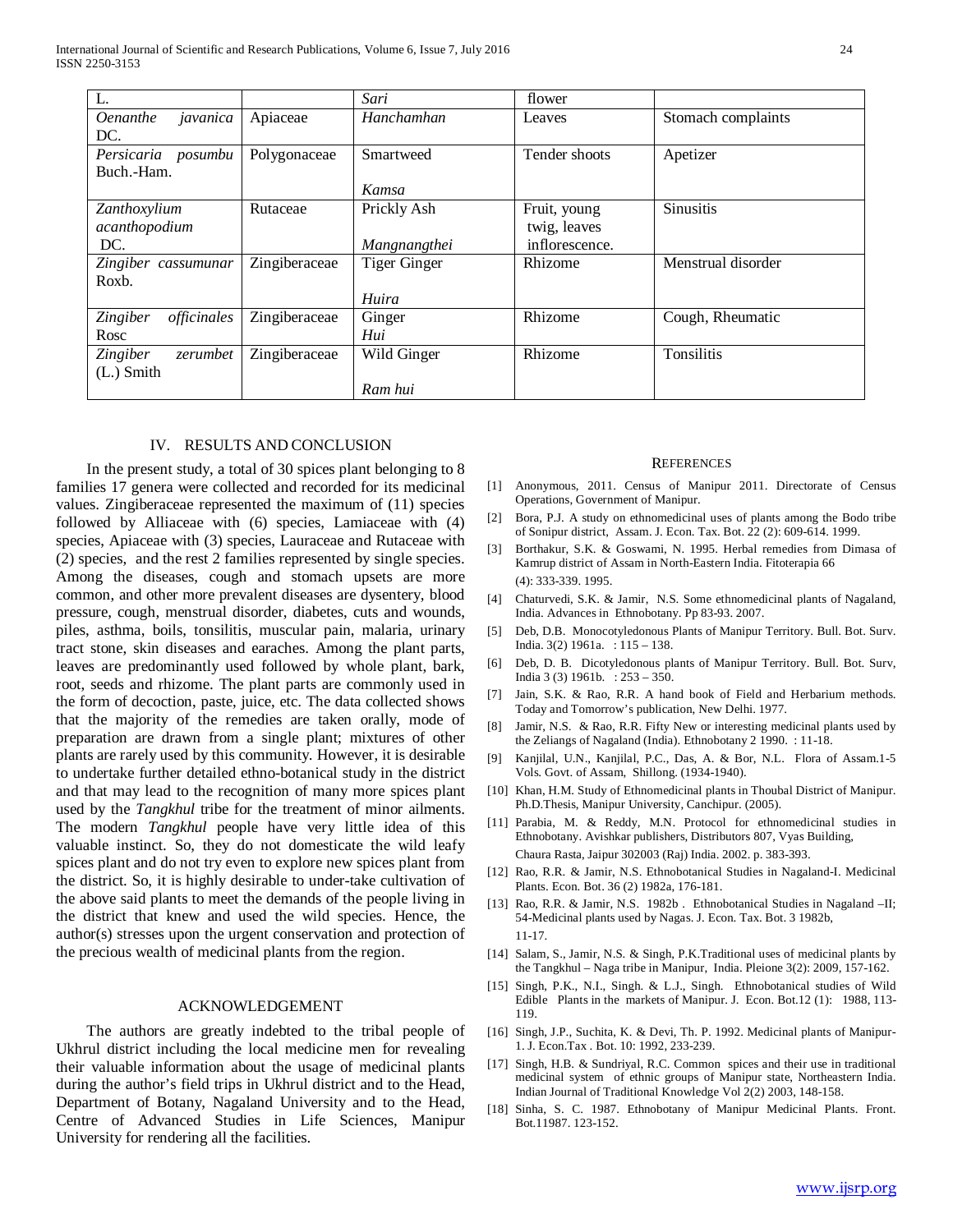| | | | | |
|---|---|---|---|---|
| L. | | *Sari* | flower | |
| *Oenanthe javanica* DC. | Apiaceae | *Hanchamhan* | Leaves | Stomach complaints |
| *Persicaria posumbu* Buch.-Ham. | Polygonaceae | Smartweed<br><br>*Kamsa* | Tender shoots | Apetizer |
| *Zanthoxylium acanthopodium* DC. | Rutaceae | Prickly Ash<br><br>*Mangnangthei* | Fruit, young twig, leaves inflorescence. | Sinusitis |
| *Zingiber cassumunar* Roxb. | Zingiberaceae | Tiger Ginger<br><br>*Huira* | Rhizome | Menstrual disorder |
| *Zingiber officinales* Rosc | Zingiberaceae | Ginger<br>*Hui* | Rhizome | Cough, Rheumatic |
| *Zingiber zerumbet* (L.) Smith | Zingiberaceae | Wild Ginger<br><br>*Ram hui* | Rhizome | Tonsilitis |

## IV. RESULTS AND CONCLUSION

In the present study, a total of 30 spices plant belonging to 8 families 17 genera were collected and recorded for its medicinal values. Zingiberaceae represented the maximum of (11) species followed by Alliaceae with (6) species, Lamiaceae with (4) species, Apiaceae with (3) species, Lauraceae and Rutaceae with (2) species, and the rest 2 families represented by single species. Among the diseases, cough and stomach upsets are more common, and other more prevalent diseases are dysentery, blood pressure, cough, menstrual disorder, diabetes, cuts and wounds, piles, asthma, boils, tonsilitis, muscular pain, malaria, urinary tract stone, skin diseases and earaches. Among the plant parts, leaves are predominantly used followed by whole plant, bark, root, seeds and rhizome. The plant parts are commonly used in the form of decoction, paste, juice, etc. The data collected shows that the majority of the remedies are taken orally, mode of preparation are drawn from a single plant; mixtures of other plants are rarely used by this community. However, it is desirable to undertake further detailed ethno-botanical study in the district and that may lead to the recognition of many more spices plant used by the *Tangkhul* tribe for the treatment of minor ailments. The modern *Tangkhul* people have very little idea of this valuable instinct. So, they do not domesticate the wild leafy spices plant and do not try even to explore new spices plant from the district. So, it is highly desirable to under-take cultivation of the above said plants to meet the demands of the people living in the district that knew and used the wild species. Hence, the author(s) stresses upon the urgent conservation and protection of the precious wealth of medicinal plants from the region.

## ACKNOWLEDGEMENT

The authors are greatly indebted to the tribal people of Ukhrul district including the local medicine men for revealing their valuable information about the usage of medicinal plants during the author's field trips in Ukhrul district and to the Head, Department of Botany, Nagaland University and to the Head, Centre of Advanced Studies in Life Sciences, Manipur University for rendering all the facilities.

## REFERENCES

[1] Anonymous, 2011. Census of Manipur 2011. Directorate of Census Operations, Government of Manipur.

[2] Bora, P.J. A study on ethnomedicinal uses of plants among the Bodo tribe of Sonipur district, Assam. J. Econ. Tax. Bot. 22 (2): 609-614. 1999.

[3] Borthakur, S.K. & Goswami, N. 1995. Herbal remedies from Dimasa of Kamrup district of Assam in North-Eastern India. Fitoterapia 66 (4): 333-339. 1995.

[4] Chaturvedi, S.K. & Jamir, N.S. Some ethnomedicinal plants of Nagaland, India. Advances in Ethnobotany. Pp 83-93. 2007.

[5] Deb, D.B. Monocotyledonous Plants of Manipur Territory. Bull. Bot. Surv. India. 3(2) 1961a. : 115 – 138.

[6] Deb, D. B. Dicotyledonous plants of Manipur Territory. Bull. Bot. Surv, India 3 (3) 1961b. : 253 – 350.

[7] Jain, S.K. & Rao, R.R. A hand book of Field and Herbarium methods. Today and Tomorrow's publication, New Delhi. 1977.

[8] Jamir, N.S. & Rao, R.R. Fifty New or interesting medicinal plants used by the Zeliangs of Nagaland (India). Ethnobotany 2 1990. : 11-18.

[9] Kanjilal, U.N., Kanjilal, P.C., Das, A. & Bor, N.L. Flora of Assam.1-5 Vols. Govt. of Assam, Shillong. (1934-1940).

[10] Khan, H.M. Study of Ethnomedicinal plants in Thoubal District of Manipur. Ph.D.Thesis, Manipur University, Canchipur. (2005).

[11] Parabia, M. & Reddy, M.N. Protocol for ethnomedicinal studies in Ethnobotany. Avishkar publishers, Distributors 807, Vyas Building, Chaura Rasta, Jaipur 302003 (Raj) India. 2002. p. 383-393.

[12] Rao, R.R. & Jamir, N.S. Ethnobotanical Studies in Nagaland-I. Medicinal Plants. Econ. Bot. 36 (2) 1982a, 176-181.

[13] Rao, R.R. & Jamir, N.S. 1982b . Ethnobotanical Studies in Nagaland –II; 54-Medicinal plants used by Nagas. J. Econ. Tax. Bot. 3 1982b, 11-17.

[14] Salam, S., Jamir, N.S. & Singh, P.K.Traditional uses of medicinal plants by the Tangkhul – Naga tribe in Manipur, India. Pleione 3(2): 2009, 157-162.

[15] Singh, P.K., N.I., Singh. & L.J., Singh. Ethnobotanical studies of Wild Edible Plants in the markets of Manipur. J. Econ. Bot.12 (1): 1988, 113-119.

[16] Singh, J.P., Suchita, K. & Devi, Th. P. 1992. Medicinal plants of Manipur-1. J. Econ.Tax . Bot. 10: 1992, 233-239.

[17] Singh, H.B. & Sundriyal, R.C. Common spices and their use in traditional medicinal system of ethnic groups of Manipur state, Northeastern India. Indian Journal of Traditional Knowledge Vol 2(2) 2003, 148-158.

[18] Sinha, S. C. 1987. Ethnobotany of Manipur Medicinal Plants. Front. Bot.11987. 123-152.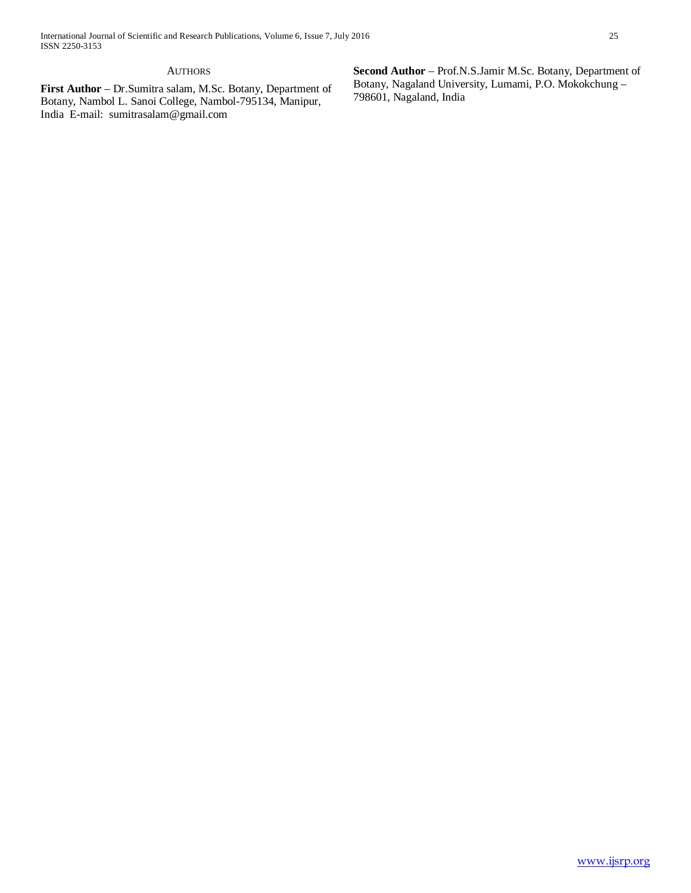## AUTHORS

**First Author** – Dr.Sumitra salam, M.Sc. Botany, Department of Botany, Nambol L. Sanoi College, Nambol-795134, Manipur, India E-mail: sumitrasalam@gmail.com

**Second Author** – Prof.N.S.Jamir M.Sc. Botany, Department of Botany, Nagaland University, Lumami, P.O. Mokokchung – 798601, Nagaland, India